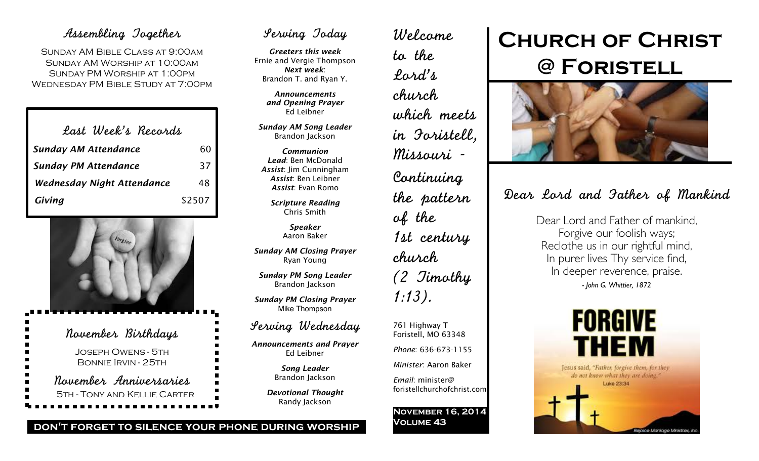## Assembling Together

Sunday AM Bible Class at 9:00am
Sunday AM Worship at 10:00am
Sunday PM Worship at 1:00pm
Wednesday PM Bible Study at 7:00pm

## Last Week's Records

| | |
|---|---|
| ***Sunday AM Attendance*** | 60 |
| ***Sunday PM Attendance*** | 37 |
| ***Wednesday Night Attendance*** | 48 |
| ***Giving*** | $2507 |

## November Birthdays

Joseph Owens - 5th
Bonnie Irvin - 25th

## November Anniversaries

5th - Tony and Kellie Carter

**DON'T FORGET TO SILENCE YOUR PHONE DURING WORSHIP**

## Serving Today

***Greeters this week***
Ernie and Vergie Thompson
***Next week***:
Brandon T. and Ryan Y.

***Announcements and Opening Prayer***
Ed Leibner

***Sunday AM Song Leader***
Brandon Jackson

***Communion***
***Lead***: Ben McDonald
***Assist***: Jim Cunningham
***Assist***: Ben Leibner
***Assist***: Evan Romo

***Scripture Reading***
Chris Smith

***Speaker***
Aaron Baker

***Sunday AM Closing Prayer***
Ryan Young

***Sunday PM Song Leader***
Brandon Jackson

***Sunday PM Closing Prayer***
Mike Thompson

## Serving Wednesday

***Announcements and Prayer***
Ed Leibner

***Song Leader***
Brandon Jackson

***Devotional Thought***
Randy Jackson

*Welcome to the Lord's church which meets in Foristell, Missouri - Continuing the pattern of the 1st century church (2 Timothy 1:13).*

761 Highway T
Foristell, MO 63348

*Phone*: 636-673-1155

*Minister*: Aaron Baker

*Email*: minister@foristellchurchofchrist.com

**November 16, 2014**
**Volume 43**

# Church of Christ @ Foristell

## Dear Lord and Father of Mankind

Dear Lord and Father of mankind,
Forgive our foolish ways;
Reclothe us in our rightful mind,
In purer lives Thy service find,
In deeper reverence, praise.

*- John G. Whittier, 1872*

**FORGIVE THEM**

Jesus said, *"Father, forgive them, for they do not know what they are doing."*
Luke 23:34

Rejoice Marriage Ministries, Inc.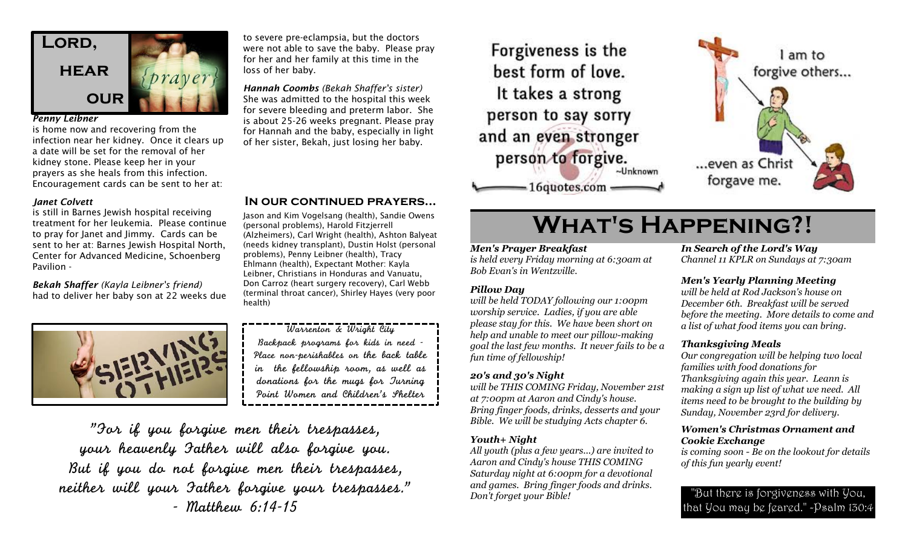**Lord, hear our** *{prayer}*

***Penny Leibner***
is home now and recovering from the infection near her kidney. Once it clears up a date will be set for the removal of her kidney stone. Please keep her in your prayers as she heals from this infection. Encouragement cards can be sent to her at:

***Janet Colvett***
is still in Barnes Jewish hospital receiving treatment for her leukemia. Please continue to pray for Janet and Jimmy. Cards can be sent to her at: Barnes Jewish Hospital North, Center for Advanced Medicine, Schoenberg Pavilion -

***Bekah Shaffer*** *(Kayla Leibner's friend)*
had to deliver her baby son at 22 weeks due to severe pre-eclampsia, but the doctors were not able to save the baby. Please pray for her and her family at this time in the loss of her baby.

***Hannah Coombs*** *(Bekah Shaffer's sister)*
She was admitted to the hospital this week for severe bleeding and preterm labor. She is about 25-26 weeks pregnant. Please pray for Hannah and the baby, especially in light of her sister, Bekah, just losing her baby.

## In our continued prayers...

Jason and Kim Vogelsang (health), Sandie Owens (personal problems), Harold Fitzjerrell (Alzheimers), Carl Wright (health), Ashton Balyeat (needs kidney transplant), Dustin Holst (personal problems), Penny Leibner (health), Tracy Ehlmann (health), Expectant Mother: Kayla Leibner, Christians in Honduras and Vanuatu, Don Carroz (heart surgery recovery), Carl Webb (terminal throat cancer), Shirley Hayes (very poor health)

SERVING OTHERS

Warrenton & Wright City Backpack programs for kids in need - Place non-perishables on the back table in the fellowship room, as well as donations for the mugs for Turning Point Women and Children's Shelter

"For if you forgive men their trespasses, your heavenly Father will also forgive you. But if you do not forgive men their trespasses, neither will your Father forgive your trespasses."
- Matthew 6:14-15

Forgiveness is the best form of love. It takes a strong person to say sorry and an even stronger person to forgive. ~Unknown
16quotes.com

I am to forgive others... ...even as Christ forgave me.

# What's Happening?!

***Men's Prayer Breakfast***
*is held every Friday morning at 6:30am at Bob Evan's in Wentzville.*

***Pillow Day***
*will be held TODAY following our 1:00pm worship service. Ladies, if you are able please stay for this. We have been short on help and unable to meet our pillow-making goal the last few months. It never fails to be a fun time of fellowship!*

***20's and 30's Night***
*will be THIS COMING Friday, November 21st at 7:00pm at Aaron and Cindy's house. Bring finger foods, drinks, desserts and your Bible. We will be studying Acts chapter 6.*

***Youth+ Night***
*All youth (plus a few years...) are invited to Aaron and Cindy's house THIS COMING Saturday night at 6:00pm for a devotional and games. Bring finger foods and drinks. Don't forget your Bible!*

***In Search of the Lord's Way***
*Channel 11 KPLR on Sundays at 7:30am*

***Men's Yearly Planning Meeting***
*will be held at Rod Jackson's house on December 6th. Breakfast will be served before the meeting. More details to come and a list of what food items you can bring.*

***Thanksgiving Meals***
*Our congregation will be helping two local families with food donations for Thanksgiving again this year. Leann is making a sign up list of what we need. All items need to be brought to the building by Sunday, November 23rd for delivery.*

***Women's Christmas Ornament and Cookie Exchange***
*is coming soon - Be on the lookout for details of this fun yearly event!*

"But there is forgiveness with You, that You may be feared." -Psalm 130:4